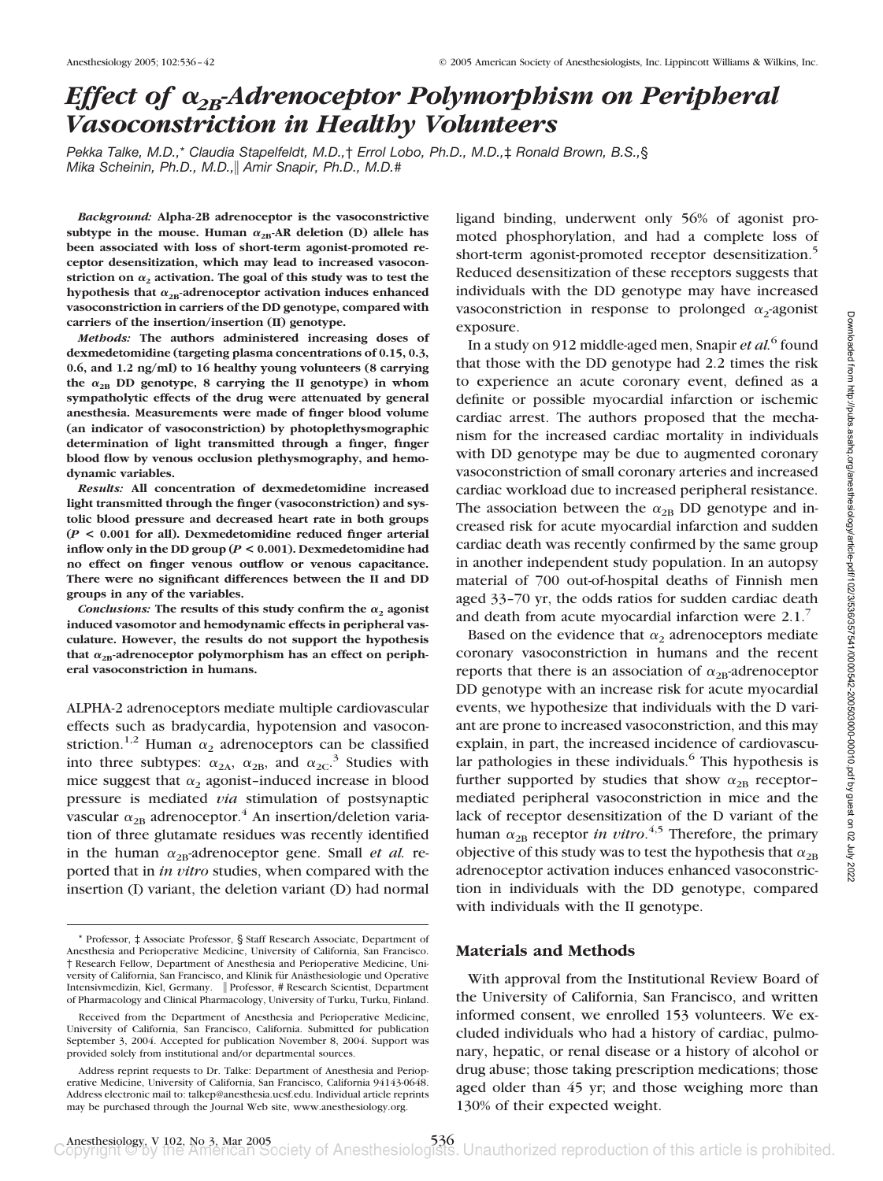# *Effect of $\alpha_{2B}$-Adrenoceptor Polymorphism on Peripheral Vasoconstriction in Healthy Volunteers*

*Pekka Talke, M.D.,\* Claudia Stapelfeldt, M.D.,† Errol Lobo, Ph.D., M.D.,‡ Ronald Brown, B.S.,§ Mika Scheinin, Ph.D., M.D.,‖ Amir Snapir, Ph.D., M.D.#*

***Background:*** **Alpha-2B adrenoceptor is the vasoconstrictive subtype in the mouse. Human $\alpha_{2B}$-AR deletion (D) allele has been associated with loss of short-term agonist-promoted receptor desensitization, which may lead to increased vasoconstriction on $\alpha_2$ activation. The goal of this study was to test the hypothesis that $\alpha_{2B}$-adrenoceptor activation induces enhanced vasoconstriction in carriers of the DD genotype, compared with carriers of the insertion/insertion (II) genotype.**

***Methods:*** **The authors administered increasing doses of dexmedetomidine (targeting plasma concentrations of 0.15, 0.3, 0.6, and 1.2 ng/ml) to 16 healthy young volunteers (8 carrying the $\alpha_{2B}$ DD genotype, 8 carrying the II genotype) in whom sympatholytic effects of the drug were attenuated by general anesthesia. Measurements were made of finger blood volume (an indicator of vasoconstriction) by photoplethysmographic determination of light transmitted through a finger, finger blood flow by venous occlusion plethysmography, and hemodynamic variables.**

***Results:*** **All concentration of dexmedetomidine increased light transmitted through the finger (vasoconstriction) and systolic blood pressure and decreased heart rate in both groups ($P < 0.001$ for all). Dexmedetomidine reduced finger arterial inflow only in the DD group ($P < 0.001$). Dexmedetomidine had no effect on finger venous outflow or venous capacitance. There were no significant differences between the II and DD groups in any of the variables.**

***Conclusions:*** **The results of this study confirm the $\alpha_2$ agonist induced vasomotor and hemodynamic effects in peripheral vasculature. However, the results do not support the hypothesis that $\alpha_{2B}$-adrenoceptor polymorphism has an effect on peripheral vasoconstriction in humans.**

ALPHA-2 adrenoceptors mediate multiple cardiovascular effects such as bradycardia, hypotension and vasoconstriction.[1,2] Human $\alpha_2$ adrenoceptors can be classified into three subtypes: $\alpha_{2A}$, $\alpha_{2B}$, and $\alpha_{2C}$.[3] Studies with mice suggest that $\alpha_2$ agonist–induced increase in blood pressure is mediated *via* stimulation of postsynaptic vascular $\alpha_{2B}$ adrenoceptor.[4] An insertion/deletion variation of three glutamate residues was recently identified in the human $\alpha_{2B}$-adrenoceptor gene. Small *et al.* reported that in *in vitro* studies, when compared with the insertion (I) variant, the deletion variant (D) had normal ligand binding, underwent only 56% of agonist promoted phosphorylation, and had a complete loss of short-term agonist-promoted receptor desensitization.[5] Reduced desensitization of these receptors suggests that individuals with the DD genotype may have increased vasoconstriction in response to prolonged $\alpha_2$-agonist exposure.

In a study on 912 middle-aged men, Snapir *et al.*[6] found that those with the DD genotype had 2.2 times the risk to experience an acute coronary event, defined as a definite or possible myocardial infarction or ischemic cardiac arrest. The authors proposed that the mechanism for the increased cardiac mortality in individuals with DD genotype may be due to augmented coronary vasoconstriction of small coronary arteries and increased cardiac workload due to increased peripheral resistance. The association between the $\alpha_{2B}$ DD genotype and increased risk for acute myocardial infarction and sudden cardiac death was recently confirmed by the same group in another independent study population. In an autopsy material of 700 out-of-hospital deaths of Finnish men aged 33–70 yr, the odds ratios for sudden cardiac death and death from acute myocardial infarction were 2.1.[7]

Based on the evidence that $\alpha_2$ adrenoceptors mediate coronary vasoconstriction in humans and the recent reports that there is an association of $\alpha_{2B}$-adrenoceptor DD genotype with an increase risk for acute myocardial events, we hypothesize that individuals with the D variant are prone to increased vasoconstriction, and this may explain, in part, the increased incidence of cardiovascular pathologies in these individuals.[6] This hypothesis is further supported by studies that show $\alpha_{2B}$ receptor–mediated peripheral vasoconstriction in mice and the lack of receptor desensitization of the D variant of the human $\alpha_{2B}$ receptor *in vitro*.[4,5] Therefore, the primary objective of this study was to test the hypothesis that $\alpha_{2B}$ adrenoceptor activation induces enhanced vasoconstriction in individuals with the DD genotype, compared with individuals with the II genotype.

## Materials and Methods

With approval from the Institutional Review Board of the University of California, San Francisco, and written informed consent, we enrolled 153 volunteers. We excluded individuals who had a history of cardiac, pulmonary, hepatic, or renal disease or a history of alcohol or drug abuse; those taking prescription medications; those aged older than 45 yr; and those weighing more than 130% of their expected weight.

---

\* Professor, ‡ Associate Professor, § Staff Research Associate, Department of Anesthesia and Perioperative Medicine, University of California, San Francisco. † Research Fellow, Department of Anesthesia and Perioperative Medicine, University of California, San Francisco, and Klinik für Anästhesiologie und Operative Intensivmedizin, Kiel, Germany. ‖ Professor, # Research Scientist, Department of Pharmacology and Clinical Pharmacology, University of Turku, Turku, Finland.

Received from the Department of Anesthesia and Perioperative Medicine, University of California, San Francisco, California. Submitted for publication September 3, 2004. Accepted for publication November 8, 2004. Support was provided solely from institutional and/or departmental sources.

Address reprint requests to Dr. Talke: Department of Anesthesia and Perioperative Medicine, University of California, San Francisco, California 94143-0648. Address electronic mail to: talkep@anesthesia.ucsf.edu. Individual article reprints may be purchased through the Journal Web site, www.anesthesiology.org.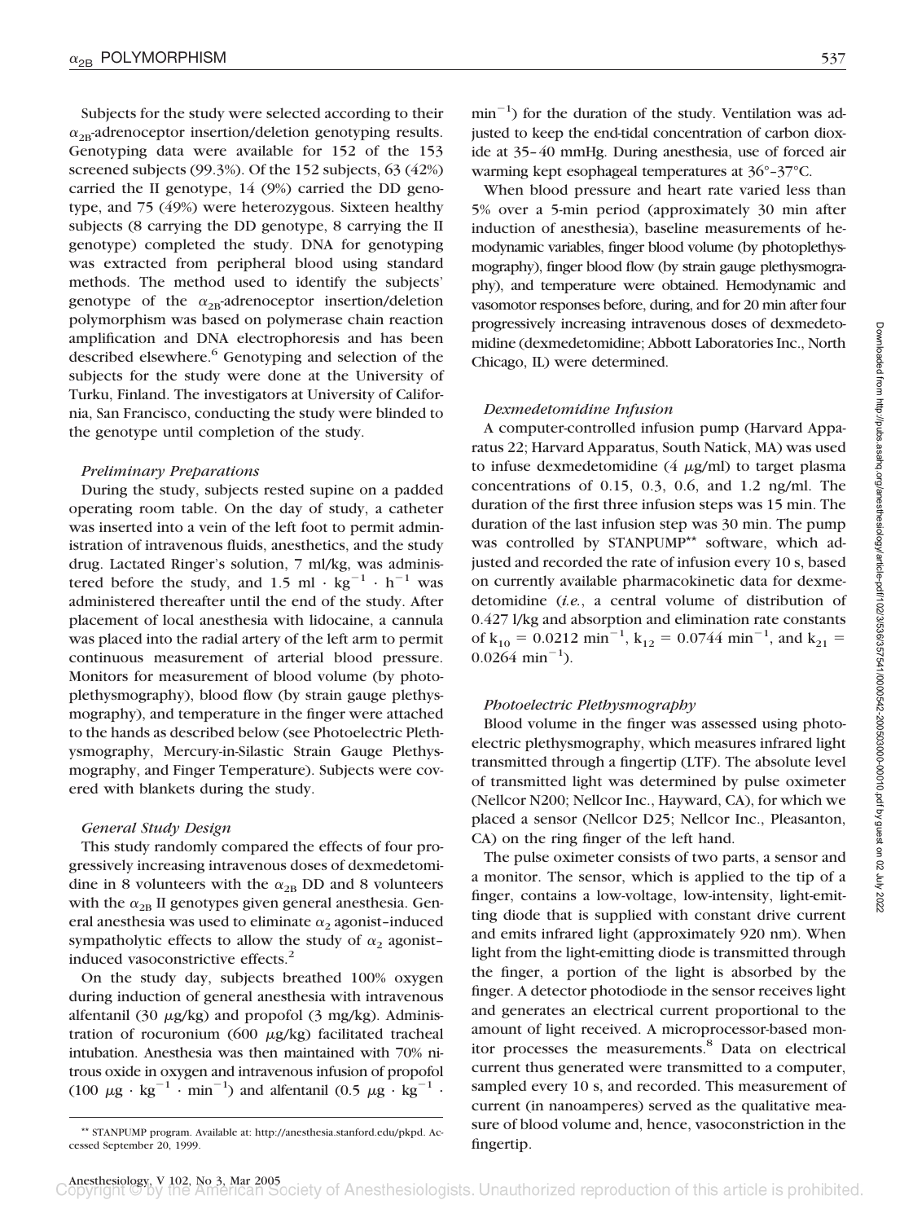Subjects for the study were selected according to their $\alpha_{2B}$-adrenoceptor insertion/deletion genotyping results. Genotyping data were available for 152 of the 153 screened subjects (99.3%). Of the 152 subjects, 63 (42%) carried the II genotype, 14 (9%) carried the DD genotype, and 75 (49%) were heterozygous. Sixteen healthy subjects (8 carrying the DD genotype, 8 carrying the II genotype) completed the study. DNA for genotyping was extracted from peripheral blood using standard methods. The method used to identify the subjects' genotype of the $\alpha_{2B}$-adrenoceptor insertion/deletion polymorphism was based on polymerase chain reaction amplification and DNA electrophoresis and has been described elsewhere.[6] Genotyping and selection of the subjects for the study were done at the University of Turku, Finland. The investigators at University of California, San Francisco, conducting the study were blinded to the genotype until completion of the study.

### *Preliminary Preparations*

During the study, subjects rested supine on a padded operating room table. On the day of study, a catheter was inserted into a vein of the left foot to permit administration of intravenous fluids, anesthetics, and the study drug. Lactated Ringer's solution, 7 ml/kg, was administered before the study, and 1.5 ml $\cdot$ kg$^{-1}$ $\cdot$ h$^{-1}$ was administered thereafter until the end of the study. After placement of local anesthesia with lidocaine, a cannula was placed into the radial artery of the left arm to permit continuous measurement of arterial blood pressure. Monitors for measurement of blood volume (by photoplethysmography), blood flow (by strain gauge plethysmography), and temperature in the finger were attached to the hands as described below (see Photoelectric Plethysmography, Mercury-in-Silastic Strain Gauge Plethysmography, and Finger Temperature). Subjects were covered with blankets during the study.

### *General Study Design*

This study randomly compared the effects of four progressively increasing intravenous doses of dexmedetomidine in 8 volunteers with the $\alpha_{2B}$ DD and 8 volunteers with the $\alpha_{2B}$ II genotypes given general anesthesia. General anesthesia was used to eliminate $\alpha_2$ agonist–induced sympatholytic effects to allow the study of $\alpha_2$ agonist–induced vasoconstrictive effects.[2]

On the study day, subjects breathed 100% oxygen during induction of general anesthesia with intravenous alfentanil (30 $\mu$g/kg) and propofol (3 mg/kg). Administration of rocuronium (600 $\mu$g/kg) facilitated tracheal intubation. Anesthesia was then maintained with 70% nitrous oxide in oxygen and intravenous infusion of propofol (100 $\mu$g $\cdot$ kg$^{-1}$ $\cdot$ min$^{-1}$) and alfentanil (0.5 $\mu$g $\cdot$ kg$^{-1}$ $\cdot$ min$^{-1}$) for the duration of the study. Ventilation was adjusted to keep the end-tidal concentration of carbon dioxide at 35–40 mmHg. During anesthesia, use of forced air warming kept esophageal temperatures at 36°–37°C.

When blood pressure and heart rate varied less than 5% over a 5-min period (approximately 30 min after induction of anesthesia), baseline measurements of hemodynamic variables, finger blood volume (by photoplethysmography), finger blood flow (by strain gauge plethysmography), and temperature were obtained. Hemodynamic and vasomotor responses before, during, and for 20 min after four progressively increasing intravenous doses of dexmedetomidine (dexmedetomidine; Abbott Laboratories Inc., North Chicago, IL) were determined.

### *Dexmedetomidine Infusion*

A computer-controlled infusion pump (Harvard Apparatus 22; Harvard Apparatus, South Natick, MA) was used to infuse dexmedetomidine (4 $\mu$g/ml) to target plasma concentrations of 0.15, 0.3, 0.6, and 1.2 ng/ml. The duration of the first three infusion steps was 15 min. The duration of the last infusion step was 30 min. The pump was controlled by STANPUMP** software, which adjusted and recorded the rate of infusion every 10 s, based on currently available pharmacokinetic data for dexmedetomidine (*i.e.*, a central volume of distribution of 0.427 l/kg and absorption and elimination rate constants of $k_{10}$ = 0.0212 min$^{-1}$, $k_{12}$ = 0.0744 min$^{-1}$, and $k_{21}$ = 0.0264 min$^{-1}$).

### *Photoelectric Plethysmography*

Blood volume in the finger was assessed using photoelectric plethysmography, which measures infrared light transmitted through a fingertip (LTF). The absolute level of transmitted light was determined by pulse oximeter (Nellcor N200; Nellcor Inc., Hayward, CA), for which we placed a sensor (Nellcor D25; Nellcor Inc., Pleasanton, CA) on the ring finger of the left hand.

The pulse oximeter consists of two parts, a sensor and a monitor. The sensor, which is applied to the tip of a finger, contains a low-voltage, low-intensity, light-emitting diode that is supplied with constant drive current and emits infrared light (approximately 920 nm). When light from the light-emitting diode is transmitted through the finger, a portion of the light is absorbed by the finger. A detector photodiode in the sensor receives light and generates an electrical current proportional to the amount of light received. A microprocessor-based monitor processes the measurements.[8] Data on electrical current thus generated were transmitted to a computer, sampled every 10 s, and recorded. This measurement of current (in nanoamperes) served as the qualitative measure of blood volume and, hence, vasoconstriction in the fingertip.

** STANPUMP program. Available at: http://anesthesia.stanford.edu/pkpd. Accessed September 20, 1999.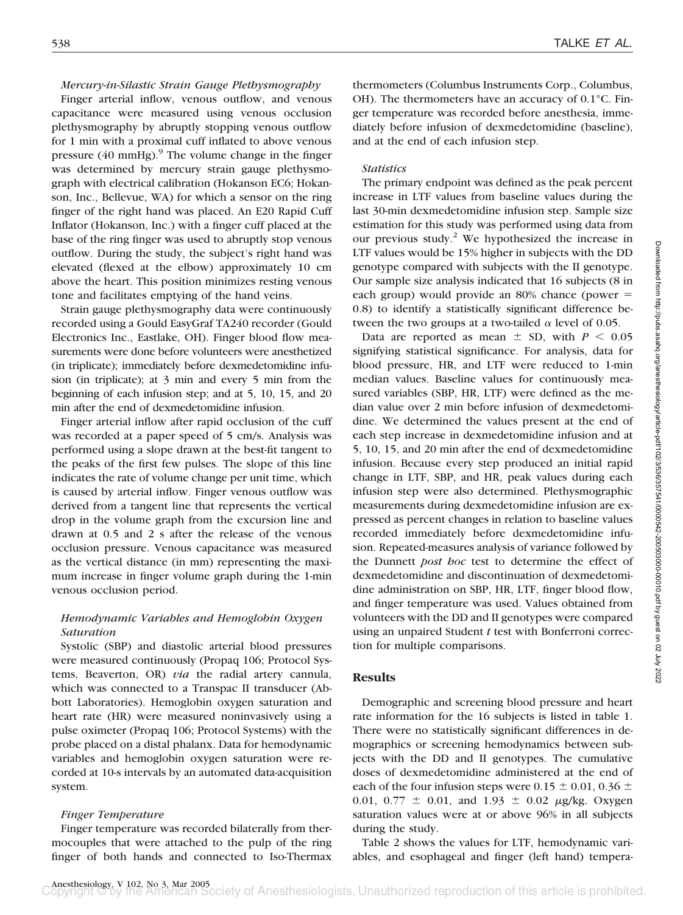### *Mercury-in-Silastic Strain Gauge Plethysmography*

Finger arterial inflow, venous outflow, and venous capacitance were measured using venous occlusion plethysmography by abruptly stopping venous outflow for 1 min with a proximal cuff inflated to above venous pressure (40 mmHg).[9] The volume change in the finger was determined by mercury strain gauge plethysmograph with electrical calibration (Hokanson EC6; Hokanson, Inc., Bellevue, WA) for which a sensor on the ring finger of the right hand was placed. An E20 Rapid Cuff Inflator (Hokanson, Inc.) with a finger cuff placed at the base of the ring finger was used to abruptly stop venous outflow. During the study, the subject's right hand was elevated (flexed at the elbow) approximately 10 cm above the heart. This position minimizes resting venous tone and facilitates emptying of the hand veins.

Strain gauge plethysmography data were continuously recorded using a Gould EasyGraf TA240 recorder (Gould Electronics Inc., Eastlake, OH). Finger blood flow measurements were done before volunteers were anesthetized (in triplicate); immediately before dexmedetomidine infusion (in triplicate); at 3 min and every 5 min from the beginning of each infusion step; and at 5, 10, 15, and 20 min after the end of dexmedetomidine infusion.

Finger arterial inflow after rapid occlusion of the cuff was recorded at a paper speed of 5 cm/s. Analysis was performed using a slope drawn at the best-fit tangent to the peaks of the first few pulses. The slope of this line indicates the rate of volume change per unit time, which is caused by arterial inflow. Finger venous outflow was derived from a tangent line that represents the vertical drop in the volume graph from the excursion line and drawn at 0.5 and 2 s after the release of the venous occlusion pressure. Venous capacitance was measured as the vertical distance (in mm) representing the maximum increase in finger volume graph during the 1-min venous occlusion period.

### *Hemodynamic Variables and Hemoglobin Oxygen Saturation*

Systolic (SBP) and diastolic arterial blood pressures were measured continuously (Propaq 106; Protocol Systems, Beaverton, OR) *via* the radial artery cannula, which was connected to a Transpac II transducer (Abbott Laboratories). Hemoglobin oxygen saturation and heart rate (HR) were measured noninvasively using a pulse oximeter (Propaq 106; Protocol Systems) with the probe placed on a distal phalanx. Data for hemodynamic variables and hemoglobin oxygen saturation were recorded at 10-s intervals by an automated data-acquisition system.

### *Finger Temperature*

Finger temperature was recorded bilaterally from thermocouples that were attached to the pulp of the ring finger of both hands and connected to Iso-Thermax thermometers (Columbus Instruments Corp., Columbus, OH). The thermometers have an accuracy of 0.1°C. Finger temperature was recorded before anesthesia, immediately before infusion of dexmedetomidine (baseline), and at the end of each infusion step.

### *Statistics*

The primary endpoint was defined as the peak percent increase in LTF values from baseline values during the last 30-min dexmedetomidine infusion step. Sample size estimation for this study was performed using data from our previous study.[2] We hypothesized the increase in LTF values would be 15% higher in subjects with the DD genotype compared with subjects with the II genotype. Our sample size analysis indicated that 16 subjects (8 in each group) would provide an 80% chance (power = 0.8) to identify a statistically significant difference between the two groups at a two-tailed $\alpha$ level of 0.05.

Data are reported as mean ± SD, with $P < 0.05$ signifying statistical significance. For analysis, data for blood pressure, HR, and LTF were reduced to 1-min median values. Baseline values for continuously measured variables (SBP, HR, LTF) were defined as the median value over 2 min before infusion of dexmedetomidine. We determined the values present at the end of each step increase in dexmedetomidine infusion and at 5, 10, 15, and 20 min after the end of dexmedetomidine infusion. Because every step produced an initial rapid change in LTF, SBP, and HR, peak values during each infusion step were also determined. Plethysmographic measurements during dexmedetomidine infusion are expressed as percent changes in relation to baseline values recorded immediately before dexmedetomidine infusion. Repeated-measures analysis of variance followed by the Dunnett *post hoc* test to determine the effect of dexmedetomidine and discontinuation of dexmedetomidine administration on SBP, HR, LTF, finger blood flow, and finger temperature was used. Values obtained from volunteers with the DD and II genotypes were compared using an unpaired Student *t* test with Bonferroni correction for multiple comparisons.

## Results

Demographic and screening blood pressure and heart rate information for the 16 subjects is listed in table 1. There were no statistically significant differences in demographics or screening hemodynamics between subjects with the DD and II genotypes. The cumulative doses of dexmedetomidine administered at the end of each of the four infusion steps were 0.15 ± 0.01, 0.36 ± 0.01, 0.77 ± 0.01, and 1.93 ± 0.02 μg/kg. Oxygen saturation values were at or above 96% in all subjects during the study.

Table 2 shows the values for LTF, hemodynamic variables, and esophageal and finger (left hand) tempera-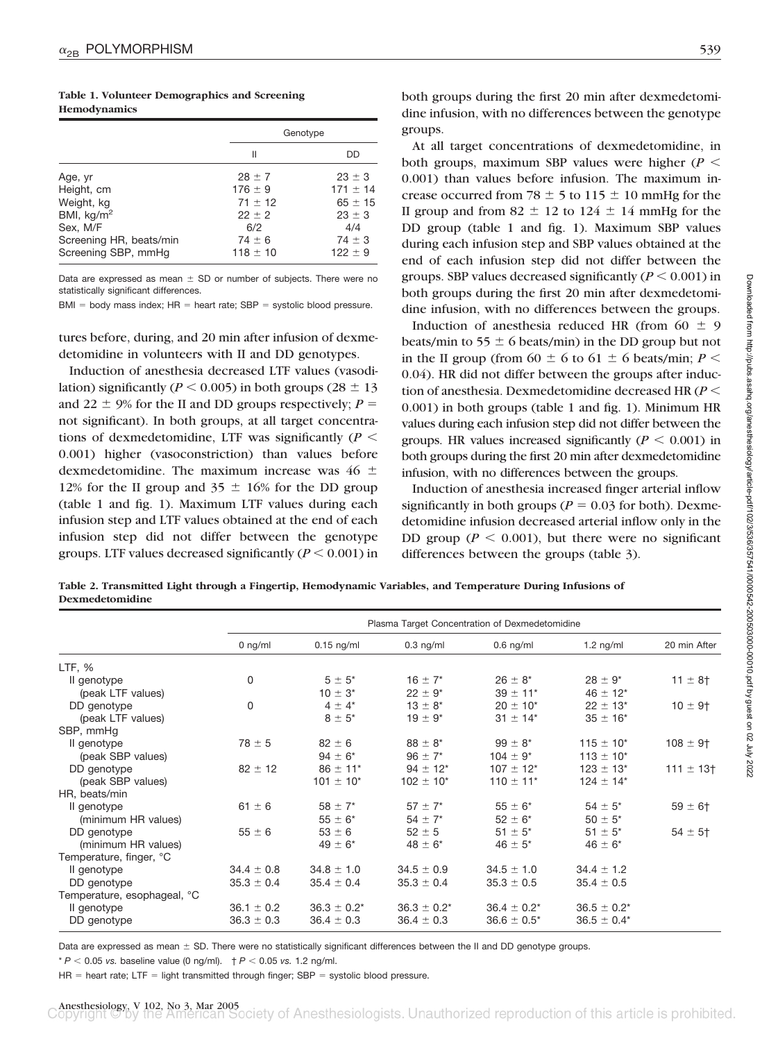**Table 1. Volunteer Demographics and Screening Hemodynamics**

| | Genotype | |
|---|---|---|
| | II | DD |
| Age, yr | 28 ± 7 | 23 ± 3 |
| Height, cm | 176 ± 9 | 171 ± 14 |
| Weight, kg | 71 ± 12 | 65 ± 15 |
| BMI, kg/m$^2$ | 22 ± 2 | 23 ± 3 |
| Sex, M/F | 6/2 | 4/4 |
| Screening HR, beats/min | 74 ± 6 | 74 ± 3 |
| Screening SBP, mmHg | 118 ± 10 | 122 ± 9 |

Data are expressed as mean ± SD or number of subjects. There were no statistically significant differences.

BMI = body mass index; HR = heart rate; SBP = systolic blood pressure.

tures before, during, and 20 min after infusion of dexmedetomidine in volunteers with II and DD genotypes.

Induction of anesthesia decreased LTF values (vasodilation) significantly ($P < 0.005$) in both groups (28 ± 13 and 22 ± 9% for the II and DD groups respectively; $P$ = not significant). In both groups, at all target concentrations of dexmedetomidine, LTF was significantly ($P < 0.001$) higher (vasoconstriction) than values before dexmedetomidine. The maximum increase was 46 ± 12% for the II group and 35 ± 16% for the DD group (table 1 and fig. 1). Maximum LTF values during each infusion step and LTF values obtained at the end of each infusion step did not differ between the genotype groups. LTF values decreased significantly ($P < 0.001$) in both groups during the first 20 min after dexmedetomidine infusion, with no differences between the genotype groups.

At all target concentrations of dexmedetomidine, in both groups, maximum SBP values were higher ($P < 0.001$) than values before infusion. The maximum increase occurred from 78 ± 5 to 115 ± 10 mmHg for the II group and from 82 ± 12 to 124 ± 14 mmHg for the DD group (table 1 and fig. 1). Maximum SBP values during each infusion step and SBP values obtained at the end of each infusion step did not differ between the groups. SBP values decreased significantly ($P < 0.001$) in both groups during the first 20 min after dexmedetomidine infusion, with no differences between the groups.

Induction of anesthesia reduced HR (from 60 ± 9 beats/min to 55 ± 6 beats/min) in the DD group but not in the II group (from 60 ± 6 to 61 ± 6 beats/min; $P < 0.04$). HR did not differ between the groups after induction of anesthesia. Dexmedetomidine decreased HR ($P < 0.001$) in both groups (table 1 and fig. 1). Minimum HR values during each infusion step did not differ between the groups. HR values increased significantly ($P < 0.001$) in both groups during the first 20 min after dexmedetomidine infusion, with no differences between the groups.

Induction of anesthesia increased finger arterial inflow significantly in both groups ($P = 0.03$ for both). Dexmedetomidine infusion decreased arterial inflow only in the DD group ($P < 0.001$), but there were no significant differences between the groups (table 3).

**Table 2. Transmitted Light through a Fingertip, Hemodynamic Variables, and Temperature During Infusions of Dexmedetomidine**

| | Plasma Target Concentration of Dexmedetomidine | | | | | |
|---|---|---|---|---|---|---|
| | 0 ng/ml | 0.15 ng/ml | 0.3 ng/ml | 0.6 ng/ml | 1.2 ng/ml | 20 min After |
| LTF, % | | | | | | |
| II genotype | 0 | 5 ± 5* | 16 ± 7* | 26 ± 8* | 28 ± 9* | 11 ± 8† |
| (peak LTF values) | | 10 ± 3* | 22 ± 9* | 39 ± 11* | 46 ± 12* | |
| DD genotype | 0 | 4 ± 4* | 13 ± 8* | 20 ± 10* | 22 ± 13* | 10 ± 9† |
| (peak LTF values) | | 8 ± 5* | 19 ± 9* | 31 ± 14* | 35 ± 16* | |
| SBP, mmHg | | | | | | |
| II genotype | 78 ± 5 | 82 ± 6 | 88 ± 8* | 99 ± 8* | 115 ± 10* | 108 ± 9† |
| (peak SBP values) | | 94 ± 6* | 96 ± 7* | 104 ± 9* | 113 ± 10* | |
| DD genotype | 82 ± 12 | 86 ± 11* | 94 ± 12* | 107 ± 12* | 123 ± 13* | 111 ± 13† |
| (peak SBP values) | | 101 ± 10* | 102 ± 10* | 110 ± 11* | 124 ± 14* | |
| HR, beats/min | | | | | | |
| II genotype | 61 ± 6 | 58 ± 7* | 57 ± 7* | 55 ± 6* | 54 ± 5* | 59 ± 6† |
| (minimum HR values) | | 55 ± 6* | 54 ± 7* | 52 ± 6* | 50 ± 5* | |
| DD genotype | 55 ± 6 | 53 ± 6 | 52 ± 5 | 51 ± 5* | 51 ± 5* | 54 ± 5† |
| (minimum HR values) | | 49 ± 6* | 48 ± 6* | 46 ± 5* | 46 ± 6* | |
| Temperature, finger, °C | | | | | | |
| II genotype | 34.4 ± 0.8 | 34.8 ± 1.0 | 34.5 ± 0.9 | 34.5 ± 1.0 | 34.4 ± 1.2 | |
| DD genotype | 35.3 ± 0.4 | 35.4 ± 0.4 | 35.3 ± 0.4 | 35.3 ± 0.5 | 35.4 ± 0.5 | |
| Temperature, esophageal, °C | | | | | | |
| II genotype | 36.1 ± 0.2 | 36.3 ± 0.2* | 36.3 ± 0.2* | 36.4 ± 0.2* | 36.5 ± 0.2* | |
| DD genotype | 36.3 ± 0.3 | 36.4 ± 0.3 | 36.4 ± 0.3 | 36.6 ± 0.5* | 36.5 ± 0.4* | |

Data are expressed as mean ± SD. There were no statistically significant differences between the II and DD genotype groups.

* $P < 0.05$ *vs.* baseline value (0 ng/ml). † $P < 0.05$ *vs.* 1.2 ng/ml.

HR = heart rate; LTF = light transmitted through finger; SBP = systolic blood pressure.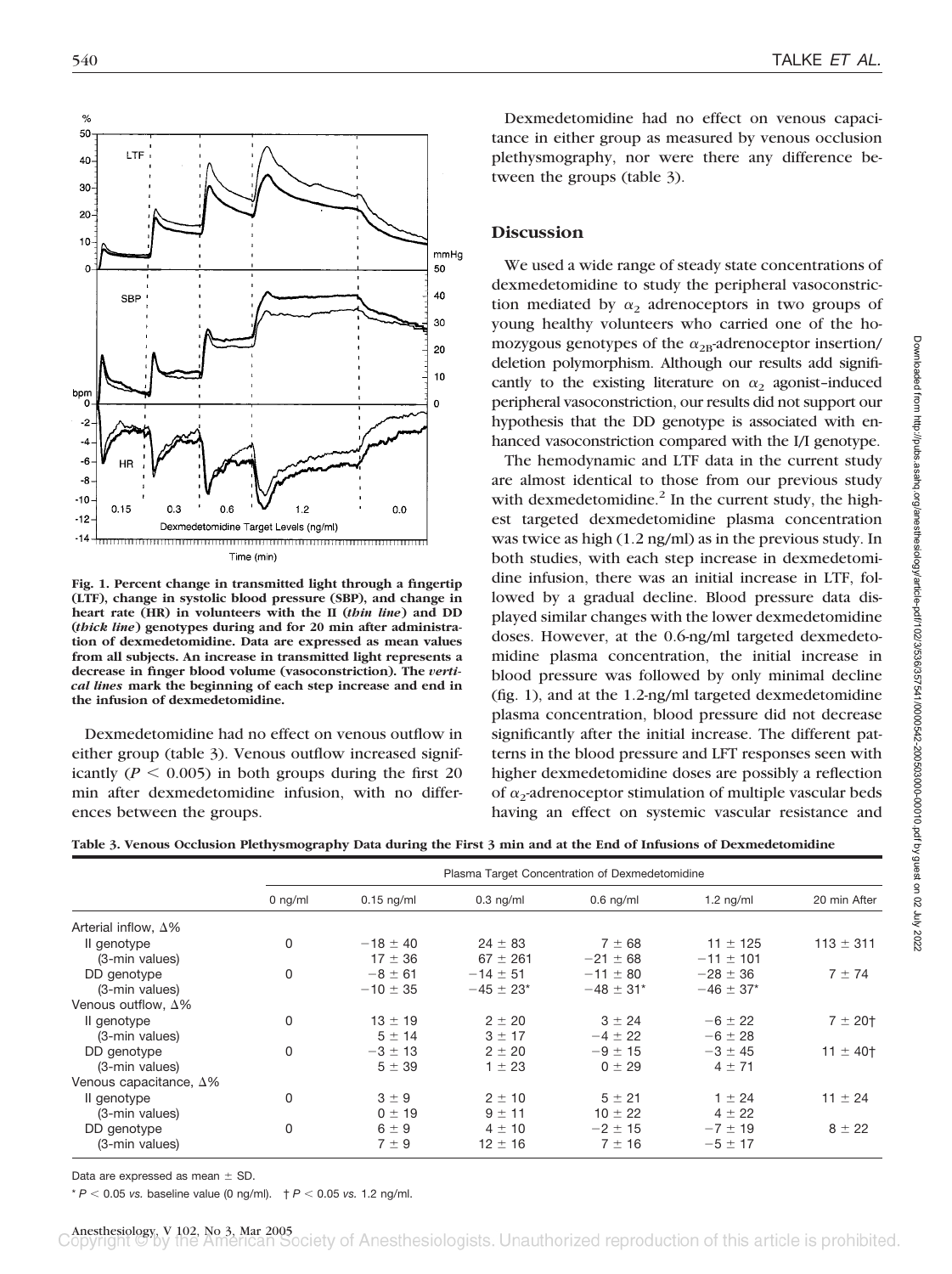Fig. 1. Percent change in transmitted light through a fingertip (LTF), change in systolic blood pressure (SBP), and change in heart rate (HR) in volunteers with the II (*thin line*) and DD (*thick line*) genotypes during and for 20 min after administration of dexmedetomidine. Data are expressed as mean values from all subjects. An increase in transmitted light represents a decrease in finger blood volume (vasoconstriction). The *vertical lines* mark the beginning of each step increase and end in the infusion of dexmedetomidine.

Dexmedetomidine had no effect on venous outflow in either group (table 3). Venous outflow increased significantly ($P < 0.005$) in both groups during the first 20 min after dexmedetomidine infusion, with no differences between the groups.

Dexmedetomidine had no effect on venous capacitance in either group as measured by venous occlusion plethysmography, nor were there any difference between the groups (table 3).

## Discussion

We used a wide range of steady state concentrations of dexmedetomidine to study the peripheral vasoconstriction mediated by $\alpha_2$ adrenoceptors in two groups of young healthy volunteers who carried one of the homozygous genotypes of the $\alpha_{2B}$-adrenoceptor insertion/deletion polymorphism. Although our results add significantly to the existing literature on $\alpha_2$ agonist–induced peripheral vasoconstriction, our results did not support our hypothesis that the DD genotype is associated with enhanced vasoconstriction compared with the I/I genotype.

The hemodynamic and LTF data in the current study are almost identical to those from our previous study with dexmedetomidine.[2] In the current study, the highest targeted dexmedetomidine plasma concentration was twice as high (1.2 ng/ml) as in the previous study. In both studies, with each step increase in dexmedetomidine infusion, there was an initial increase in LTF, followed by a gradual decline. Blood pressure data displayed similar changes with the lower dexmedetomidine doses. However, at the 0.6-ng/ml targeted dexmedetomidine plasma concentration, the initial increase in blood pressure was followed by only minimal decline (fig. 1), and at the 1.2-ng/ml targeted dexmedetomidine plasma concentration, blood pressure did not decrease significantly after the initial increase. The different patterns in the blood pressure and LFT responses seen with higher dexmedetomidine doses are possibly a reflection of $\alpha_2$-adrenoceptor stimulation of multiple vascular beds having an effect on systemic vascular resistance and

**Table 3. Venous Occlusion Plethysmography Data during the First 3 min and at the End of Infusions of Dexmedetomidine**

| | Plasma Target Concentration of Dexmedetomidine | | | | | |
|---|---|---|---|---|---|---|
| | 0 ng/ml | 0.15 ng/ml | 0.3 ng/ml | 0.6 ng/ml | 1.2 ng/ml | 20 min After |
| Arterial inflow, Δ% | | | | | | |
| II genotype | 0 | −18 ± 40 | 24 ± 83 | 7 ± 68 | 11 ± 125 | 113 ± 311 |
| (3-min values) | | 17 ± 36 | 67 ± 261 | −21 ± 68 | −11 ± 101 | |
| DD genotype | 0 | −8 ± 61 | −14 ± 51 | −11 ± 80 | −28 ± 36 | 7 ± 74 |
| (3-min values) | | −10 ± 35 | −45 ± 23* | −48 ± 31* | −46 ± 37* | |
| Venous outflow, Δ% | | | | | | |
| II genotype | 0 | 13 ± 19 | 2 ± 20 | 3 ± 24 | −6 ± 22 | 7 ± 20† |
| (3-min values) | | 5 ± 14 | 3 ± 17 | −4 ± 22 | −6 ± 28 | |
| DD genotype | 0 | −3 ± 13 | 2 ± 20 | −9 ± 15 | −3 ± 45 | 11 ± 40† |
| (3-min values) | | 5 ± 39 | 1 ± 23 | 0 ± 29 | 4 ± 71 | |
| Venous capacitance, Δ% | | | | | | |
| II genotype | 0 | 3 ± 9 | 2 ± 10 | 5 ± 21 | 1 ± 24 | 11 ± 24 |
| (3-min values) | | 0 ± 19 | 9 ± 11 | 10 ± 22 | 4 ± 22 | |
| DD genotype | 0 | 6 ± 9 | 4 ± 10 | −2 ± 15 | −7 ± 19 | 8 ± 22 |
| (3-min values) | | 7 ± 9 | 12 ± 16 | 7 ± 16 | −5 ± 17 | |

Data are expressed as mean ± SD.

\* $P < 0.05$ *vs.* baseline value (0 ng/ml). † $P < 0.05$ *vs.* 1.2 ng/ml.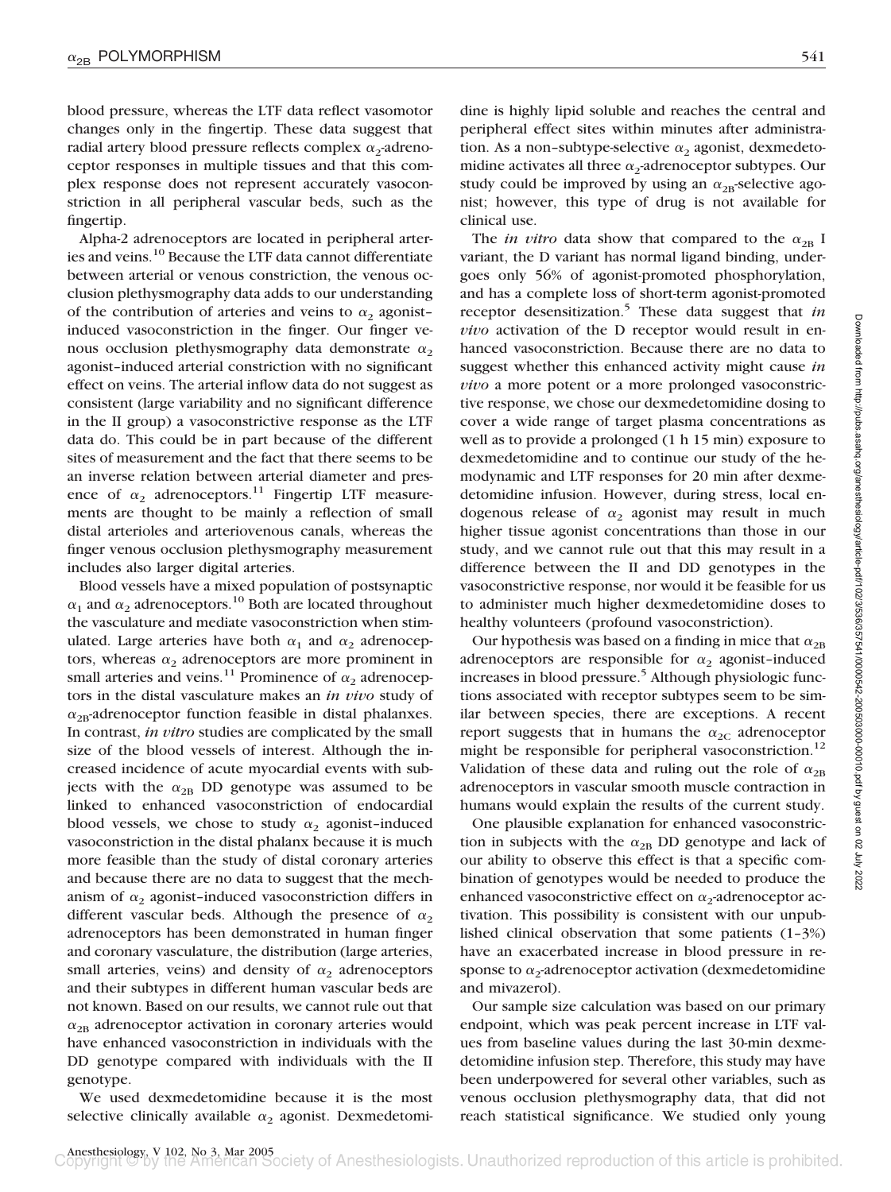blood pressure, whereas the LTF data reflect vasomotor changes only in the fingertip. These data suggest that radial artery blood pressure reflects complex $\alpha_2$-adrenoceptor responses in multiple tissues and that this complex response does not represent accurately vasoconstriction in all peripheral vascular beds, such as the fingertip.

Alpha-2 adrenoceptors are located in peripheral arteries and veins.[10] Because the LTF data cannot differentiate between arterial or venous constriction, the venous occlusion plethysmography data adds to our understanding of the contribution of arteries and veins to $\alpha_2$ agonist–induced vasoconstriction in the finger. Our finger venous occlusion plethysmography data demonstrate $\alpha_2$ agonist–induced arterial constriction with no significant effect on veins. The arterial inflow data do not suggest as consistent (large variability and no significant difference in the II group) a vasoconstrictive response as the LTF data do. This could be in part because of the different sites of measurement and the fact that there seems to be an inverse relation between arterial diameter and presence of $\alpha_2$ adrenoceptors.[11] Fingertip LTF measurements are thought to be mainly a reflection of small distal arterioles and arteriovenous canals, whereas the finger venous occlusion plethysmography measurement includes also larger digital arteries.

Blood vessels have a mixed population of postsynaptic $\alpha_1$ and $\alpha_2$ adrenoceptors.[10] Both are located throughout the vasculature and mediate vasoconstriction when stimulated. Large arteries have both $\alpha_1$ and $\alpha_2$ adrenoceptors, whereas $\alpha_2$ adrenoceptors are more prominent in small arteries and veins.[11] Prominence of $\alpha_2$ adrenoceptors in the distal vasculature makes an *in vivo* study of $\alpha_{2B}$-adrenoceptor function feasible in distal phalanxes. In contrast, *in vitro* studies are complicated by the small size of the blood vessels of interest. Although the increased incidence of acute myocardial events with subjects with the $\alpha_{2B}$ DD genotype was assumed to be linked to enhanced vasoconstriction of endocardial blood vessels, we chose to study $\alpha_2$ agonist–induced vasoconstriction in the distal phalanx because it is much more feasible than the study of distal coronary arteries and because there are no data to suggest that the mechanism of $\alpha_2$ agonist–induced vasoconstriction differs in different vascular beds. Although the presence of $\alpha_2$ adrenoceptors has been demonstrated in human finger and coronary vasculature, the distribution (large arteries, small arteries, veins) and density of $\alpha_2$ adrenoceptors and their subtypes in different human vascular beds are not known. Based on our results, we cannot rule out that $\alpha_{2B}$ adrenoceptor activation in coronary arteries would have enhanced vasoconstriction in individuals with the DD genotype compared with individuals with the II genotype.

We used dexmedetomidine because it is the most selective clinically available $\alpha_2$ agonist. Dexmedetomidine is highly lipid soluble and reaches the central and peripheral effect sites within minutes after administration. As a non–subtype-selective $\alpha_2$ agonist, dexmedetomidine activates all three $\alpha_2$-adrenoceptor subtypes. Our study could be improved by using an $\alpha_{2B}$-selective agonist; however, this type of drug is not available for clinical use.

The *in vitro* data show that compared to the $\alpha_{2B}$ I variant, the D variant has normal ligand binding, undergoes only 56% of agonist-promoted phosphorylation, and has a complete loss of short-term agonist-promoted receptor desensitization.[5] These data suggest that *in vivo* activation of the D receptor would result in enhanced vasoconstriction. Because there are no data to suggest whether this enhanced activity might cause *in vivo* a more potent or a more prolonged vasoconstrictive response, we chose our dexmedetomidine dosing to cover a wide range of target plasma concentrations as well as to provide a prolonged (1 h 15 min) exposure to dexmedetomidine and to continue our study of the hemodynamic and LTF responses for 20 min after dexmedetomidine infusion. However, during stress, local endogenous release of $\alpha_2$ agonist may result in much higher tissue agonist concentrations than those in our study, and we cannot rule out that this may result in a difference between the II and DD genotypes in the vasoconstrictive response, nor would it be feasible for us to administer much higher dexmedetomidine doses to healthy volunteers (profound vasoconstriction).

Our hypothesis was based on a finding in mice that $\alpha_{2B}$ adrenoceptors are responsible for $\alpha_2$ agonist–induced increases in blood pressure.[5] Although physiologic functions associated with receptor subtypes seem to be similar between species, there are exceptions. A recent report suggests that in humans the $\alpha_{2C}$ adrenoceptor might be responsible for peripheral vasoconstriction.[12] Validation of these data and ruling out the role of $\alpha_{2B}$ adrenoceptors in vascular smooth muscle contraction in humans would explain the results of the current study.

One plausible explanation for enhanced vasoconstriction in subjects with the $\alpha_{2B}$ DD genotype and lack of our ability to observe this effect is that a specific combination of genotypes would be needed to produce the enhanced vasoconstrictive effect on $\alpha_2$-adrenoceptor activation. This possibility is consistent with our unpublished clinical observation that some patients (1–3%) have an exacerbated increase in blood pressure in response to $\alpha_2$-adrenoceptor activation (dexmedetomidine and mivazerol).

Our sample size calculation was based on our primary endpoint, which was peak percent increase in LTF values from baseline values during the last 30-min dexmedetomidine infusion step. Therefore, this study may have been underpowered for several other variables, such as venous occlusion plethysmography data, that did not reach statistical significance. We studied only young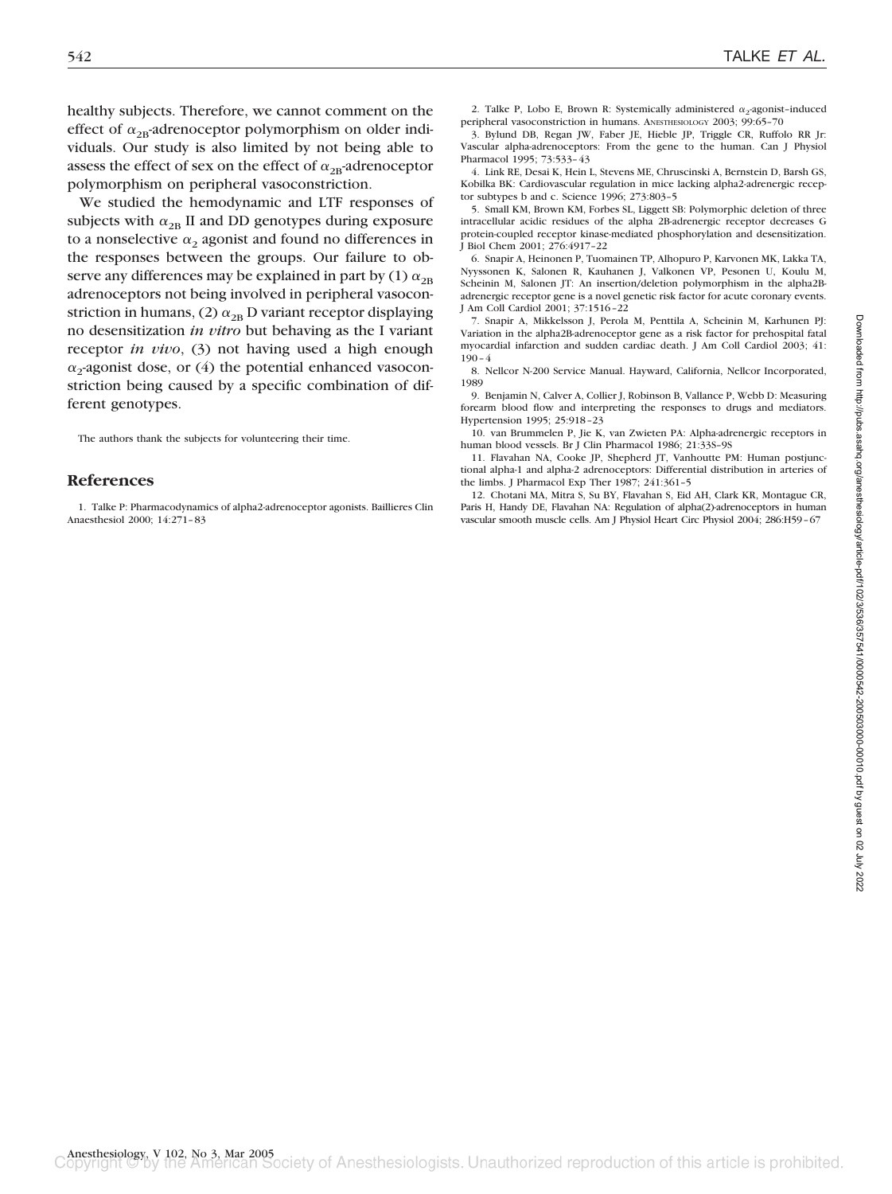healthy subjects. Therefore, we cannot comment on the effect of $\alpha_{2B}$-adrenoceptor polymorphism on older individuals. Our study is also limited by not being able to assess the effect of sex on the effect of $\alpha_{2B}$-adrenoceptor polymorphism on peripheral vasoconstriction.

We studied the hemodynamic and LTF responses of subjects with $\alpha_{2B}$ II and DD genotypes during exposure to a nonselective $\alpha_2$ agonist and found no differences in the responses between the groups. Our failure to observe any differences may be explained in part by (1) $\alpha_{2B}$ adrenoceptors not being involved in peripheral vasoconstriction in humans, (2) $\alpha_{2B}$ D variant receptor displaying no desensitization *in vitro* but behaving as the I variant receptor *in vivo*, (3) not having used a high enough $\alpha_2$-agonist dose, or (4) the potential enhanced vasoconstriction being caused by a specific combination of different genotypes.

The authors thank the subjects for volunteering their time.

## References

1. Talke P: Pharmacodynamics of alpha2-adrenoceptor agonists. Baillieres Clin Anaesthesiol 2000; 14:271–83
2. Talke P, Lobo E, Brown R: Systemically administered $\alpha_2$-agonist–induced peripheral vasoconstriction in humans. Anesthesiology 2003; 99:65–70
3. Bylund DB, Regan JW, Faber JE, Hieble JP, Triggle CR, Ruffolo RR Jr: Vascular alpha-adrenoceptors: From the gene to the human. Can J Physiol Pharmacol 1995; 73:533–43
4. Link RE, Desai K, Hein L, Stevens ME, Chruscinski A, Bernstein D, Barsh GS, Kobilka BK: Cardiovascular regulation in mice lacking alpha2-adrenergic receptor subtypes b and c. Science 1996; 273:803–5
5. Small KM, Brown KM, Forbes SL, Liggett SB: Polymorphic deletion of three intracellular acidic residues of the alpha 2B-adrenergic receptor decreases G protein-coupled receptor kinase-mediated phosphorylation and desensitization. J Biol Chem 2001; 276:4917–22
6. Snapir A, Heinonen P, Tuomainen TP, Alhopuro P, Karvonen MK, Lakka TA, Nyyssonen K, Salonen R, Kauhanen J, Valkonen VP, Pesonen U, Koulu M, Scheinin M, Salonen JT: An insertion/deletion polymorphism in the alpha2B-adrenergic receptor gene is a novel genetic risk factor for acute coronary events. J Am Coll Cardiol 2001; 37:1516–22
7. Snapir A, Mikkelsson J, Perola M, Penttila A, Scheinin M, Karhunen PJ: Variation in the alpha2B-adrenoceptor gene as a risk factor for prehospital fatal myocardial infarction and sudden cardiac death. J Am Coll Cardiol 2003; 41:190–4
8. Nellcor N-200 Service Manual. Hayward, California, Nellcor Incorporated, 1989
9. Benjamin N, Calver A, Collier J, Robinson B, Vallance P, Webb D: Measuring forearm blood flow and interpreting the responses to drugs and mediators. Hypertension 1995; 25:918–23
10. van Brummelen P, Jie K, van Zwieten PA: Alpha-adrenergic receptors in human blood vessels. Br J Clin Pharmacol 1986; 21:33S–9S
11. Flavahan NA, Cooke JP, Shepherd JT, Vanhoutte PM: Human postjunctional alpha-1 and alpha-2 adrenoceptors: Differential distribution in arteries of the limbs. J Pharmacol Exp Ther 1987; 241:361–5
12. Chotani MA, Mitra S, Su BY, Flavahan S, Eid AH, Clark KR, Montague CR, Paris H, Handy DE, Flavahan NA: Regulation of alpha(2)-adrenoceptors in human vascular smooth muscle cells. Am J Physiol Heart Circ Physiol 2004; 286:H59–67